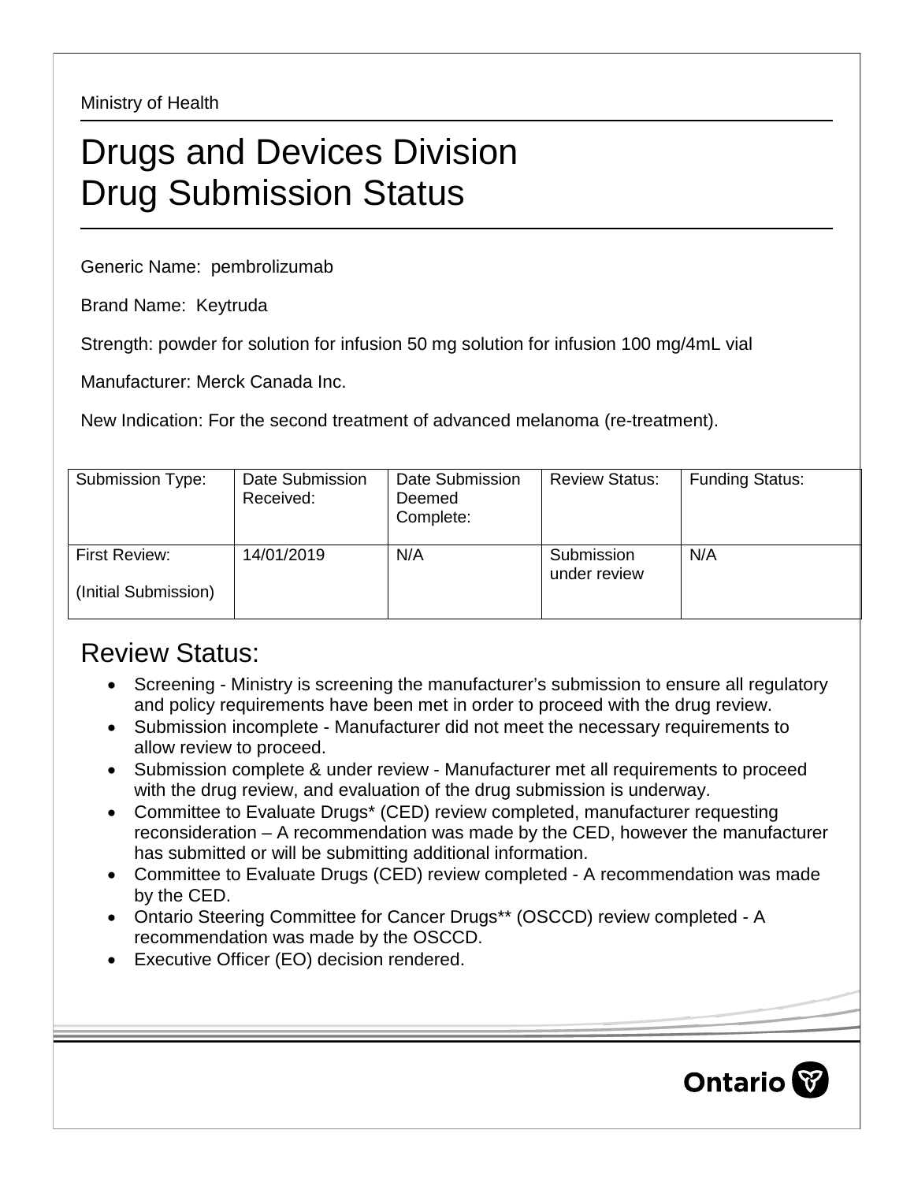Ministry of Health

# Drugs and Devices Division
# Drug Submission Status

Generic Name: pembrolizumab

Brand Name: Keytruda

Strength: powder for solution for infusion 50 mg solution for infusion 100 mg/4mL vial

Manufacturer: Merck Canada Inc.

New Indication: For the second treatment of advanced melanoma (re-treatment).

| Submission Type: | Date Submission Received: | Date Submission Deemed Complete: | Review Status: | Funding Status: |
|---|---|---|---|---|
| First Review: (Initial Submission) | 14/01/2019 | N/A | Submission under review | N/A |

## Review Status:

- Screening - Ministry is screening the manufacturer's submission to ensure all regulatory and policy requirements have been met in order to proceed with the drug review.
- Submission incomplete - Manufacturer did not meet the necessary requirements to allow review to proceed.
- Submission complete & under review - Manufacturer met all requirements to proceed with the drug review, and evaluation of the drug submission is underway.
- Committee to Evaluate Drugs* (CED) review completed, manufacturer requesting reconsideration – A recommendation was made by the CED, however the manufacturer has submitted or will be submitting additional information.
- Committee to Evaluate Drugs (CED) review completed - A recommendation was made by the CED.
- Ontario Steering Committee for Cancer Drugs** (OSCCD) review completed - A recommendation was made by the OSCCD.
- Executive Officer (EO) decision rendered.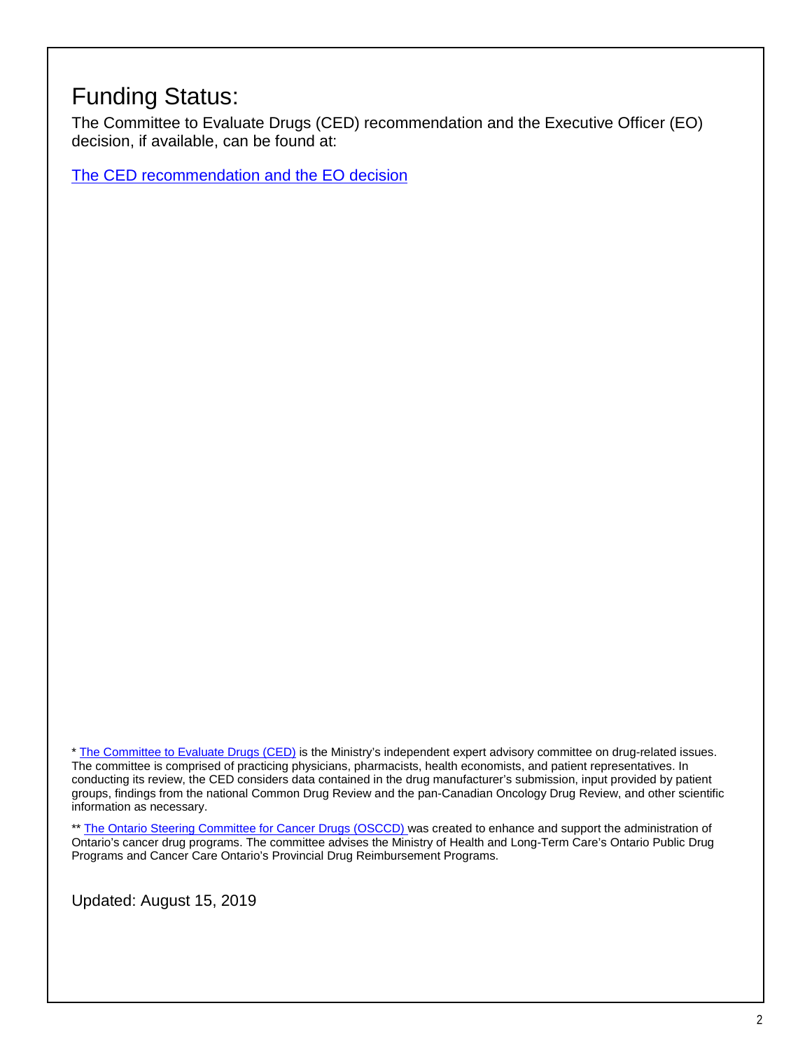# Funding Status:

The Committee to Evaluate Drugs (CED) recommendation and the Executive Officer (EO) decision, if available, can be found at:

The CED recommendation and the EO decision

* The Committee to Evaluate Drugs (CED) is the Ministry's independent expert advisory committee on drug-related issues. The committee is comprised of practicing physicians, pharmacists, health economists, and patient representatives. In conducting its review, the CED considers data contained in the drug manufacturer's submission, input provided by patient groups, findings from the national Common Drug Review and the pan-Canadian Oncology Drug Review, and other scientific information as necessary.

** The Ontario Steering Committee for Cancer Drugs (OSCCD) was created to enhance and support the administration of Ontario's cancer drug programs. The committee advises the Ministry of Health and Long-Term Care's Ontario Public Drug Programs and Cancer Care Ontario's Provincial Drug Reimbursement Programs.

Updated: August 15, 2019